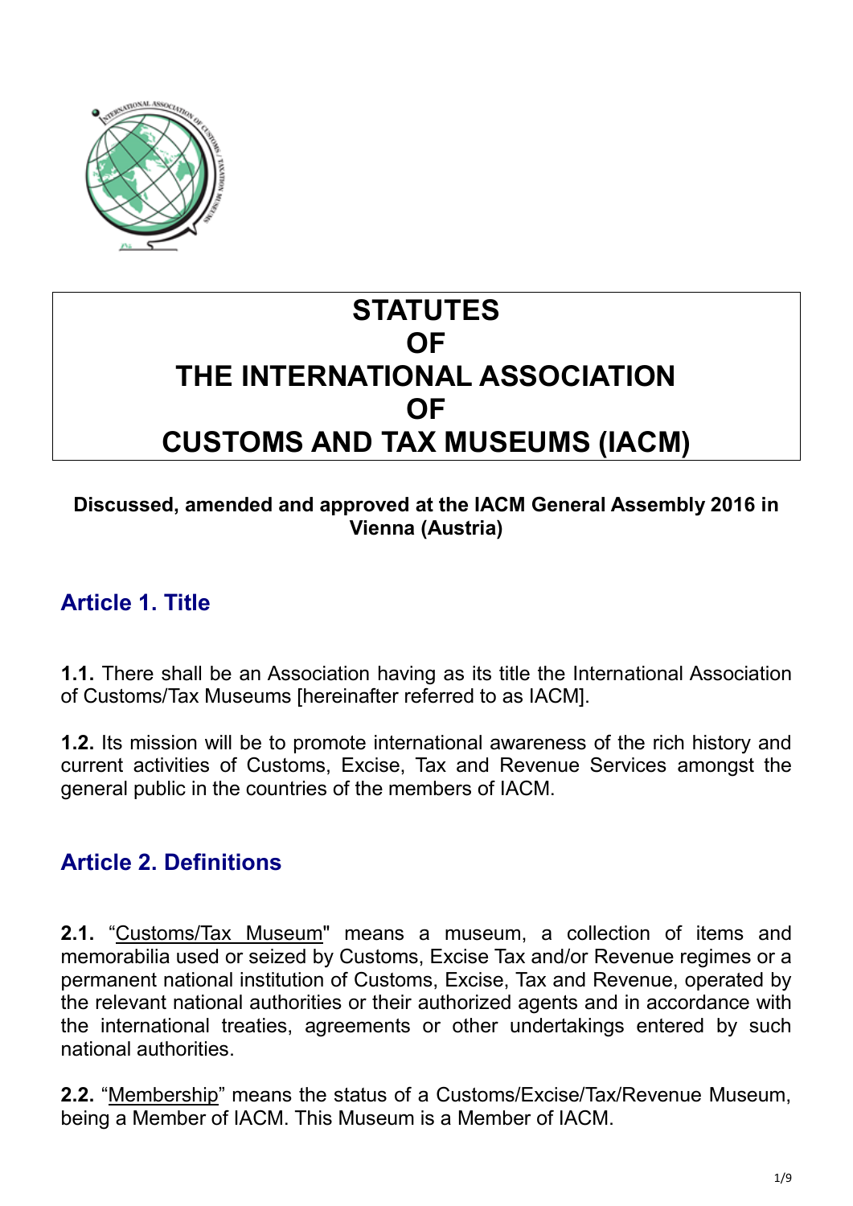# STATUTES OF THE INTERNATIONAL ASSOCIATION OF CUSTOMS AND TAX MUSEUMS (IACM)

**Discussed, amended and approved at the IACM General Assembly 2016 in Vienna (Austria)**

## Article 1. Title

**1.1.** There shall be an Association having as its title the International Association of Customs/Tax Museums [hereinafter referred to as IACM].

**1.2.** Its mission will be to promote international awareness of the rich history and current activities of Customs, Excise, Tax and Revenue Services amongst the general public in the countries of the members of IACM.

## Article 2. Definitions

**2.1.** "Customs/Tax Museum" means a museum, a collection of items and memorabilia used or seized by Customs, Excise Tax and/or Revenue regimes or a permanent national institution of Customs, Excise, Tax and Revenue, operated by the relevant national authorities or their authorized agents and in accordance with the international treaties, agreements or other undertakings entered by such national authorities.

**2.2.** "Membership" means the status of a Customs/Excise/Tax/Revenue Museum, being a Member of IACM. This Museum is a Member of IACM.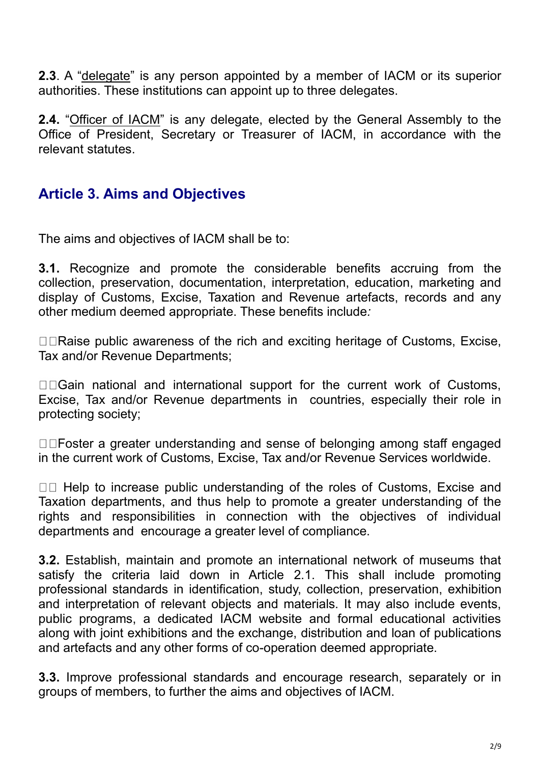**2.3**. A "delegate" is any person appointed by a member of IACM or its superior authorities. These institutions can appoint up to three delegates.

**2.4.** "Officer of IACM" is any delegate, elected by the General Assembly to the Office of President, Secretary or Treasurer of IACM, in accordance with the relevant statutes.

## Article 3. Aims and Objectives

The aims and objectives of IACM shall be to:

**3.1.** Recognize and promote the considerable benefits accruing from the collection, preservation, documentation, interpretation, education, marketing and display of Customs, Excise, Taxation and Revenue artefacts, records and any other medium deemed appropriate. These benefits include*:*

- Raise public awareness of the rich and exciting heritage of Customs, Excise, Tax and/or Revenue Departments;
- Gain national and international support for the current work of Customs, Excise, Tax and/or Revenue departments in countries, especially their role in protecting society;
- Foster a greater understanding and sense of belonging among staff engaged in the current work of Customs, Excise, Tax and/or Revenue Services worldwide.
- Help to increase public understanding of the roles of Customs, Excise and Taxation departments, and thus help to promote a greater understanding of the rights and responsibilities in connection with the objectives of individual departments and encourage a greater level of compliance.

**3.2.** Establish, maintain and promote an international network of museums that satisfy the criteria laid down in Article 2.1. This shall include promoting professional standards in identification, study, collection, preservation, exhibition and interpretation of relevant objects and materials. It may also include events, public programs, a dedicated IACM website and formal educational activities along with joint exhibitions and the exchange, distribution and loan of publications and artefacts and any other forms of co-operation deemed appropriate.

**3.3.** Improve professional standards and encourage research, separately or in groups of members, to further the aims and objectives of IACM.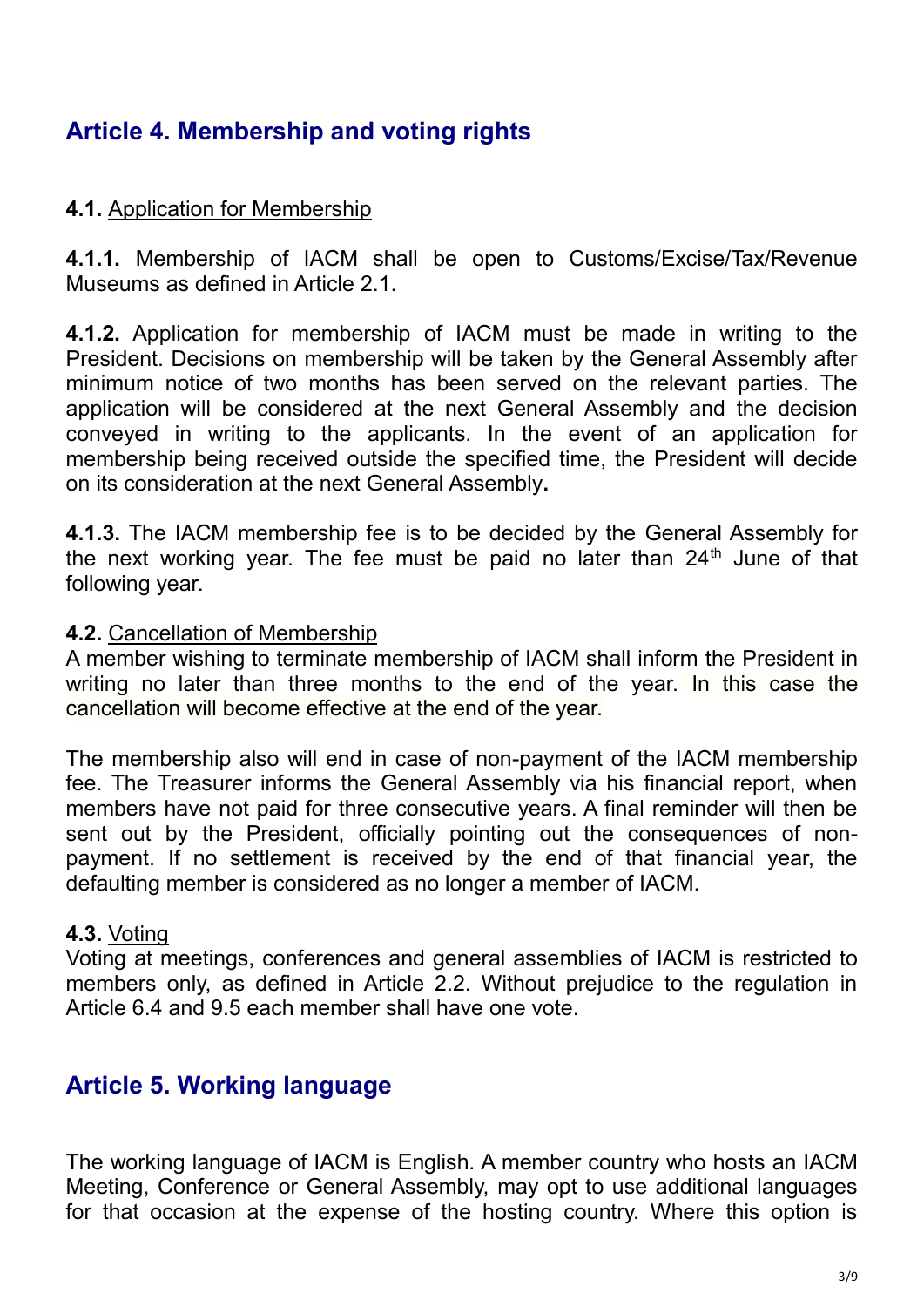## Article 4. Membership and voting rights

**4.1.** Application for Membership

**4.1.1.** Membership of IACM shall be open to Customs/Excise/Tax/Revenue Museums as defined in Article 2.1.

**4.1.2.** Application for membership of IACM must be made in writing to the President. Decisions on membership will be taken by the General Assembly after minimum notice of two months has been served on the relevant parties. The application will be considered at the next General Assembly and the decision conveyed in writing to the applicants. In the event of an application for membership being received outside the specified time, the President will decide on its consideration at the next General Assembly**.**

**4.1.3.** The IACM membership fee is to be decided by the General Assembly for the next working year. The fee must be paid no later than 24th June of that following year.

**4.2.** Cancellation of Membership
A member wishing to terminate membership of IACM shall inform the President in writing no later than three months to the end of the year. In this case the cancellation will become effective at the end of the year.

The membership also will end in case of non-payment of the IACM membership fee. The Treasurer informs the General Assembly via his financial report, when members have not paid for three consecutive years. A final reminder will then be sent out by the President, officially pointing out the consequences of non-payment. If no settlement is received by the end of that financial year, the defaulting member is considered as no longer a member of IACM.

**4.3.** Voting
Voting at meetings, conferences and general assemblies of IACM is restricted to members only, as defined in Article 2.2. Without prejudice to the regulation in Article 6.4 and 9.5 each member shall have one vote.

## Article 5. Working language

The working language of IACM is English. A member country who hosts an IACM Meeting, Conference or General Assembly, may opt to use additional languages for that occasion at the expense of the hosting country. Where this option is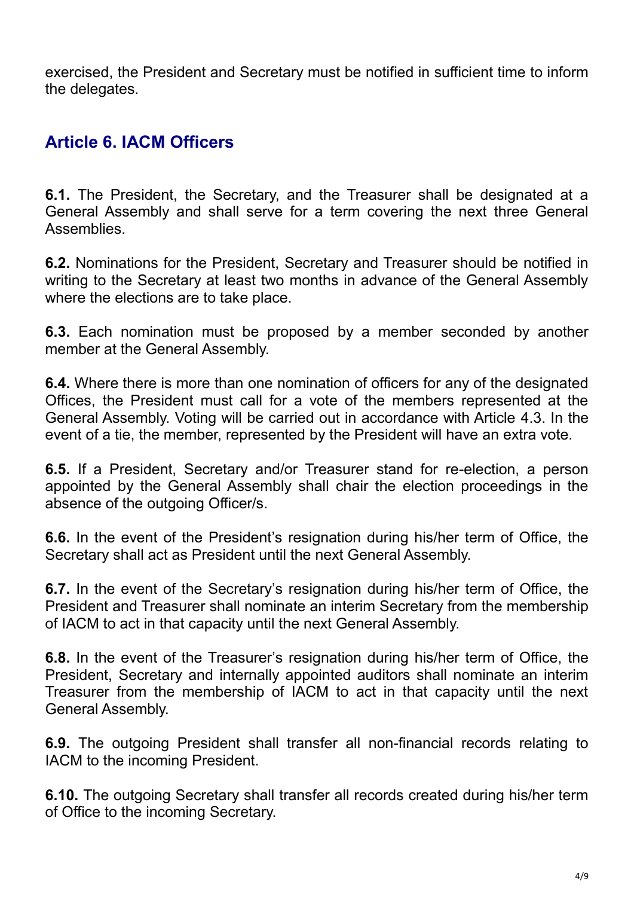exercised, the President and Secretary must be notified in sufficient time to inform the delegates.

## Article 6. IACM Officers

**6.1.** The President, the Secretary, and the Treasurer shall be designated at a General Assembly and shall serve for a term covering the next three General Assemblies.

**6.2.** Nominations for the President, Secretary and Treasurer should be notified in writing to the Secretary at least two months in advance of the General Assembly where the elections are to take place.

**6.3.** Each nomination must be proposed by a member seconded by another member at the General Assembly.

**6.4.** Where there is more than one nomination of officers for any of the designated Offices, the President must call for a vote of the members represented at the General Assembly. Voting will be carried out in accordance with Article 4.3. In the event of a tie, the member, represented by the President will have an extra vote.

**6.5.** If a President, Secretary and/or Treasurer stand for re-election, a person appointed by the General Assembly shall chair the election proceedings in the absence of the outgoing Officer/s.

**6.6.** In the event of the President's resignation during his/her term of Office, the Secretary shall act as President until the next General Assembly.

**6.7.** In the event of the Secretary's resignation during his/her term of Office, the President and Treasurer shall nominate an interim Secretary from the membership of IACM to act in that capacity until the next General Assembly.

**6.8.** In the event of the Treasurer's resignation during his/her term of Office, the President, Secretary and internally appointed auditors shall nominate an interim Treasurer from the membership of IACM to act in that capacity until the next General Assembly.

**6.9.** The outgoing President shall transfer all non-financial records relating to IACM to the incoming President.

**6.10.** The outgoing Secretary shall transfer all records created during his/her term of Office to the incoming Secretary.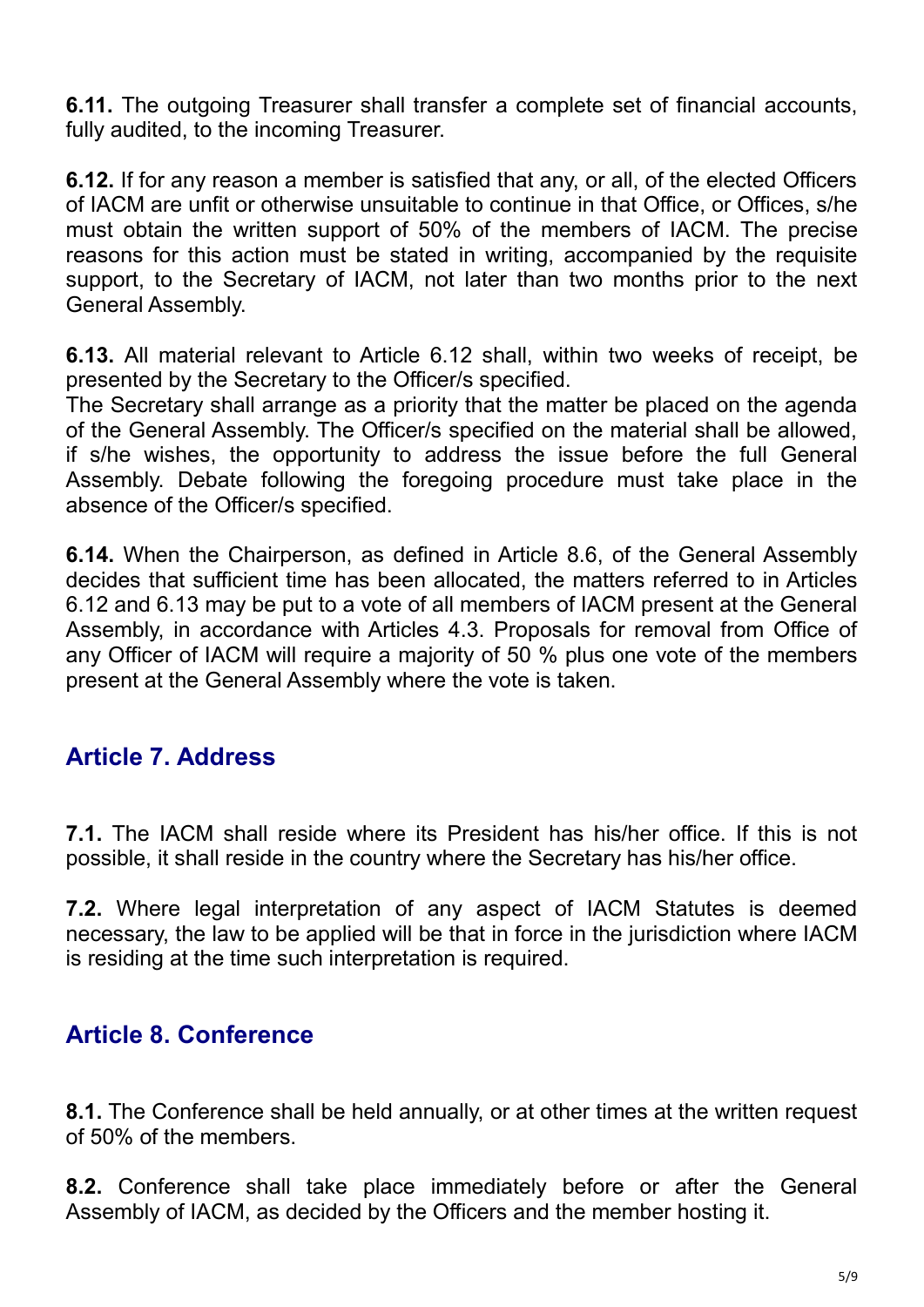**6.11.** The outgoing Treasurer shall transfer a complete set of financial accounts, fully audited, to the incoming Treasurer.

**6.12.** If for any reason a member is satisfied that any, or all, of the elected Officers of IACM are unfit or otherwise unsuitable to continue in that Office, or Offices, s/he must obtain the written support of 50% of the members of IACM. The precise reasons for this action must be stated in writing, accompanied by the requisite support, to the Secretary of IACM, not later than two months prior to the next General Assembly.

**6.13.** All material relevant to Article 6.12 shall, within two weeks of receipt, be presented by the Secretary to the Officer/s specified.
The Secretary shall arrange as a priority that the matter be placed on the agenda of the General Assembly. The Officer/s specified on the material shall be allowed, if s/he wishes, the opportunity to address the issue before the full General Assembly. Debate following the foregoing procedure must take place in the absence of the Officer/s specified.

**6.14.** When the Chairperson, as defined in Article 8.6, of the General Assembly decides that sufficient time has been allocated, the matters referred to in Articles 6.12 and 6.13 may be put to a vote of all members of IACM present at the General Assembly, in accordance with Articles 4.3. Proposals for removal from Office of any Officer of IACM will require a majority of 50 % plus one vote of the members present at the General Assembly where the vote is taken.

## Article 7. Address

**7.1.** The IACM shall reside where its President has his/her office. If this is not possible, it shall reside in the country where the Secretary has his/her office.

**7.2.** Where legal interpretation of any aspect of IACM Statutes is deemed necessary, the law to be applied will be that in force in the jurisdiction where IACM is residing at the time such interpretation is required.

## Article 8. Conference

**8.1.** The Conference shall be held annually, or at other times at the written request of 50% of the members.

**8.2.** Conference shall take place immediately before or after the General Assembly of IACM, as decided by the Officers and the member hosting it.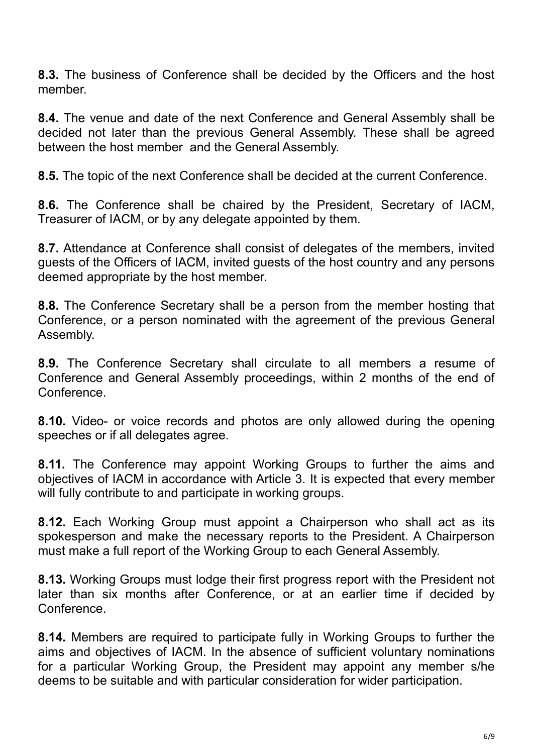**8.3.** The business of Conference shall be decided by the Officers and the host member.

**8.4.** The venue and date of the next Conference and General Assembly shall be decided not later than the previous General Assembly. These shall be agreed between the host member  and the General Assembly.

**8.5.** The topic of the next Conference shall be decided at the current Conference.

**8.6.** The Conference shall be chaired by the President, Secretary of IACM, Treasurer of IACM, or by any delegate appointed by them.

**8.7.** Attendance at Conference shall consist of delegates of the members, invited guests of the Officers of IACM, invited guests of the host country and any persons deemed appropriate by the host member.

**8.8.** The Conference Secretary shall be a person from the member hosting that Conference, or a person nominated with the agreement of the previous General Assembly.

**8.9.** The Conference Secretary shall circulate to all members a resume of Conference and General Assembly proceedings, within 2 months of the end of Conference.

**8.10.** Video- or voice records and photos are only allowed during the opening speeches or if all delegates agree.

**8.11.** The Conference may appoint Working Groups to further the aims and objectives of IACM in accordance with Article 3. It is expected that every member will fully contribute to and participate in working groups.

**8.12.** Each Working Group must appoint a Chairperson who shall act as its spokesperson and make the necessary reports to the President. A Chairperson must make a full report of the Working Group to each General Assembly.

**8.13.** Working Groups must lodge their first progress report with the President not later than six months after Conference, or at an earlier time if decided by Conference.

**8.14.** Members are required to participate fully in Working Groups to further the aims and objectives of IACM. In the absence of sufficient voluntary nominations for a particular Working Group, the President may appoint any member s/he deems to be suitable and with particular consideration for wider participation.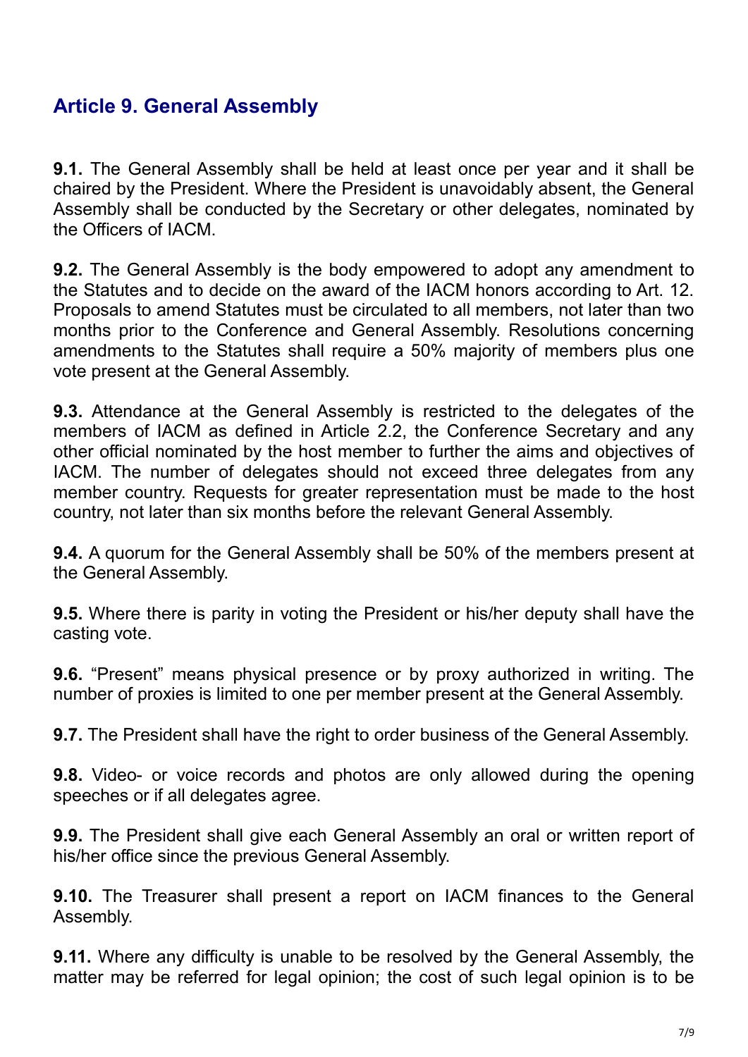## Article 9. General Assembly

**9.1.** The General Assembly shall be held at least once per year and it shall be chaired by the President. Where the President is unavoidably absent, the General Assembly shall be conducted by the Secretary or other delegates, nominated by the Officers of IACM.

**9.2.** The General Assembly is the body empowered to adopt any amendment to the Statutes and to decide on the award of the IACM honors according to Art. 12. Proposals to amend Statutes must be circulated to all members, not later than two months prior to the Conference and General Assembly. Resolutions concerning amendments to the Statutes shall require a 50% majority of members plus one vote present at the General Assembly.

**9.3.** Attendance at the General Assembly is restricted to the delegates of the members of IACM as defined in Article 2.2, the Conference Secretary and any other official nominated by the host member to further the aims and objectives of IACM. The number of delegates should not exceed three delegates from any member country. Requests for greater representation must be made to the host country, not later than six months before the relevant General Assembly.

**9.4.** A quorum for the General Assembly shall be 50% of the members present at the General Assembly.

**9.5.** Where there is parity in voting the President or his/her deputy shall have the casting vote.

**9.6.** "Present" means physical presence or by proxy authorized in writing. The number of proxies is limited to one per member present at the General Assembly.

**9.7.** The President shall have the right to order business of the General Assembly.

**9.8.** Video- or voice records and photos are only allowed during the opening speeches or if all delegates agree.

**9.9.** The President shall give each General Assembly an oral or written report of his/her office since the previous General Assembly.

**9.10.** The Treasurer shall present a report on IACM finances to the General Assembly.

**9.11.** Where any difficulty is unable to be resolved by the General Assembly, the matter may be referred for legal opinion; the cost of such legal opinion is to be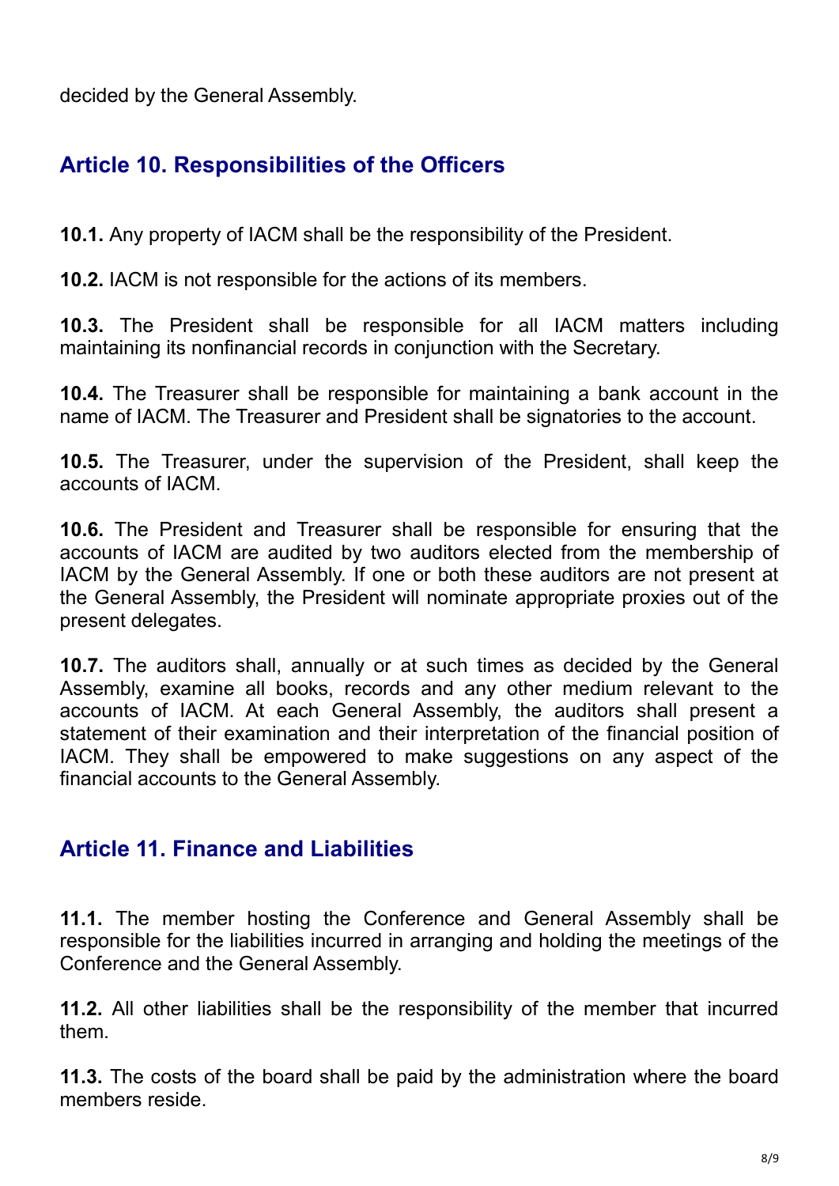decided by the General Assembly.

## Article 10. Responsibilities of the Officers

**10.1.** Any property of IACM shall be the responsibility of the President.

**10.2.** IACM is not responsible for the actions of its members.

**10.3.** The President shall be responsible for all IACM matters including maintaining its nonfinancial records in conjunction with the Secretary.

**10.4.** The Treasurer shall be responsible for maintaining a bank account in the name of IACM. The Treasurer and President shall be signatories to the account.

**10.5.** The Treasurer, under the supervision of the President, shall keep the accounts of IACM.

**10.6.** The President and Treasurer shall be responsible for ensuring that the accounts of IACM are audited by two auditors elected from the membership of IACM by the General Assembly. If one or both these auditors are not present at the General Assembly, the President will nominate appropriate proxies out of the present delegates.

**10.7.** The auditors shall, annually or at such times as decided by the General Assembly, examine all books, records and any other medium relevant to the accounts of IACM. At each General Assembly, the auditors shall present a statement of their examination and their interpretation of the financial position of IACM. They shall be empowered to make suggestions on any aspect of the financial accounts to the General Assembly.

## Article 11. Finance and Liabilities

**11.1.** The member hosting the Conference and General Assembly shall be responsible for the liabilities incurred in arranging and holding the meetings of the Conference and the General Assembly.

**11.2.** All other liabilities shall be the responsibility of the member that incurred them.

**11.3.** The costs of the board shall be paid by the administration where the board members reside.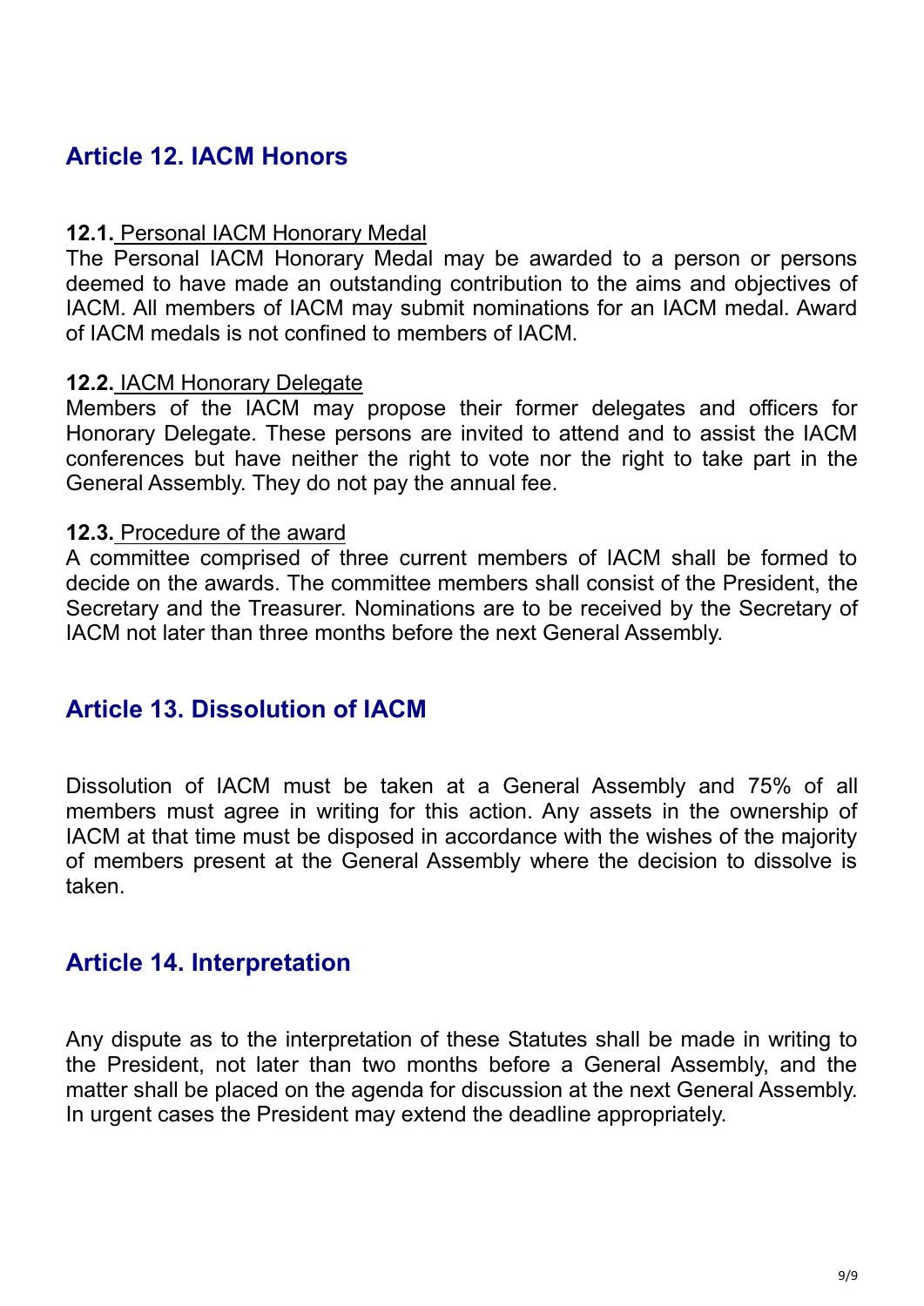## Article 12. IACM Honors

**12.1.** Personal IACM Honorary Medal
The Personal IACM Honorary Medal may be awarded to a person or persons deemed to have made an outstanding contribution to the aims and objectives of IACM. All members of IACM may submit nominations for an IACM medal. Award of IACM medals is not confined to members of IACM.

**12.2.** IACM Honorary Delegate
Members of the IACM may propose their former delegates and officers for Honorary Delegate. These persons are invited to attend and to assist the IACM conferences but have neither the right to vote nor the right to take part in the General Assembly. They do not pay the annual fee.

**12.3.** Procedure of the award
A committee comprised of three current members of IACM shall be formed to decide on the awards. The committee members shall consist of the President, the Secretary and the Treasurer. Nominations are to be received by the Secretary of IACM not later than three months before the next General Assembly.

## Article 13. Dissolution of IACM

Dissolution of IACM must be taken at a General Assembly and 75% of all members must agree in writing for this action. Any assets in the ownership of IACM at that time must be disposed in accordance with the wishes of the majority of members present at the General Assembly where the decision to dissolve is taken.

## Article 14. Interpretation

Any dispute as to the interpretation of these Statutes shall be made in writing to the President, not later than two months before a General Assembly, and the matter shall be placed on the agenda for discussion at the next General Assembly. In urgent cases the President may extend the deadline appropriately.